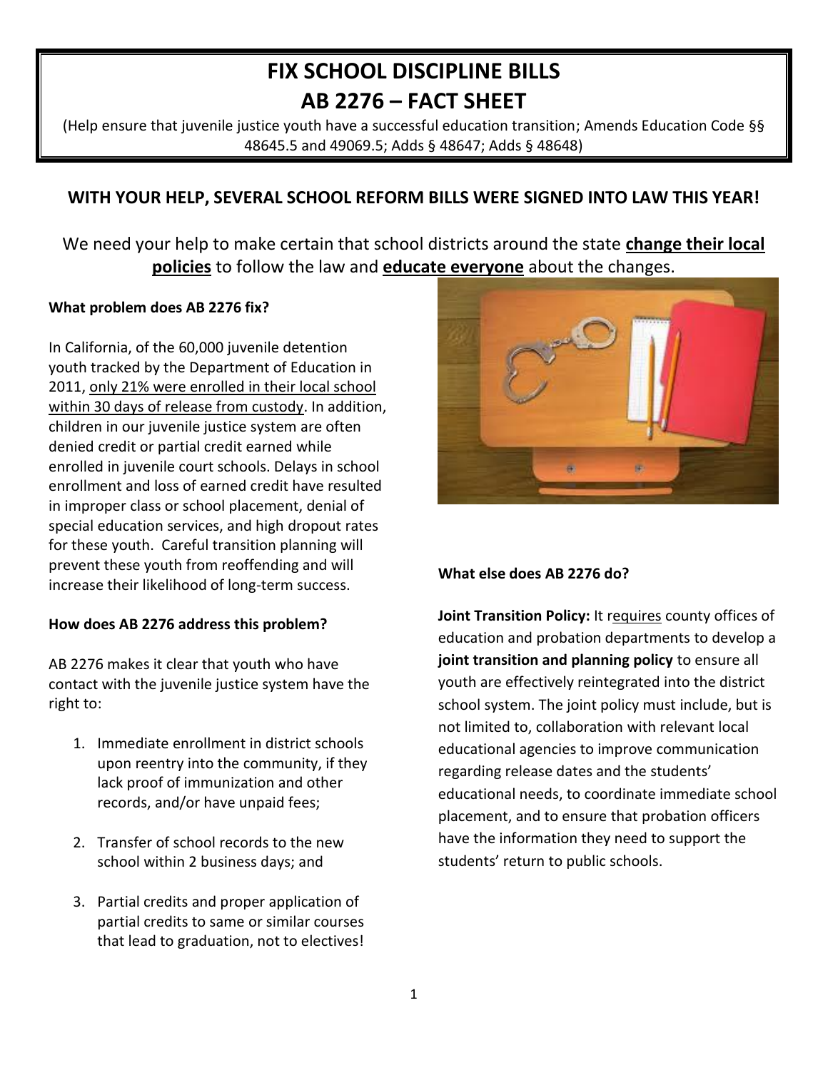# FIX SCHOOL DISCIPLINE BILLS
# AB 2276 – FACT SHEET

(Help ensure that juvenile justice youth have a successful education transition; Amends Education Code §§ 48645.5 and 49069.5; Adds § 48647; Adds § 48648)

## WITH YOUR HELP, SEVERAL SCHOOL REFORM BILLS WERE SIGNED INTO LAW THIS YEAR!

We need your help to make certain that school districts around the state **change their local policies** to follow the law and **educate everyone** about the changes.

**What problem does AB 2276 fix?**

In California, of the 60,000 juvenile detention youth tracked by the Department of Education in 2011, only 21% were enrolled in their local school within 30 days of release from custody. In addition, children in our juvenile justice system are often denied credit or partial credit earned while enrolled in juvenile court schools. Delays in school enrollment and loss of earned credit have resulted in improper class or school placement, denial of special education services, and high dropout rates for these youth. Careful transition planning will prevent these youth from reoffending and will increase their likelihood of long-term success.

**How does AB 2276 address this problem?**

AB 2276 makes it clear that youth who have contact with the juvenile justice system have the right to:

1. Immediate enrollment in district schools upon reentry into the community, if they lack proof of immunization and other records, and/or have unpaid fees;
2. Transfer of school records to the new school within 2 business days; and
3. Partial credits and proper application of partial credits to same or similar courses that lead to graduation, not to electives!

**What else does AB 2276 do?**

**Joint Transition Policy:** It requires county offices of education and probation departments to develop a **joint transition and planning policy** to ensure all youth are effectively reintegrated into the district school system. The joint policy must include, but is not limited to, collaboration with relevant local educational agencies to improve communication regarding release dates and the students' educational needs, to coordinate immediate school placement, and to ensure that probation officers have the information they need to support the students' return to public schools.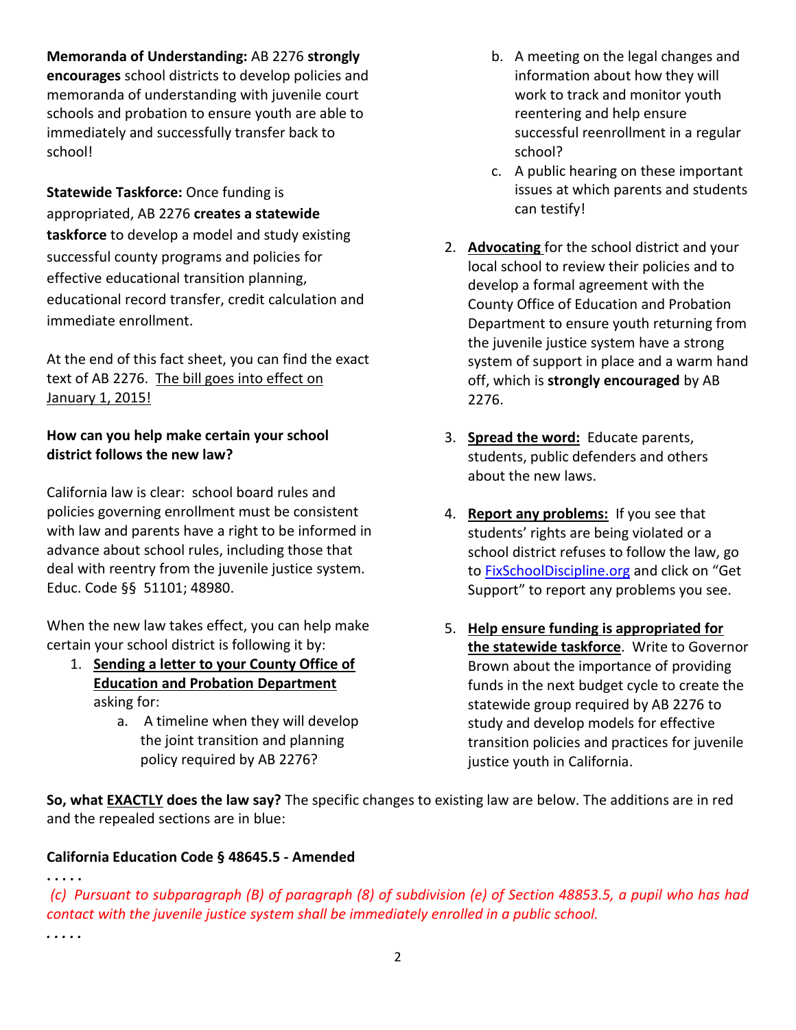**Memoranda of Understanding:** AB 2276 **strongly encourages** school districts to develop policies and memoranda of understanding with juvenile court schools and probation to ensure youth are able to immediately and successfully transfer back to school!

**Statewide Taskforce:** Once funding is appropriated, AB 2276 **creates a statewide taskforce** to develop a model and study existing successful county programs and policies for effective educational transition planning, educational record transfer, credit calculation and immediate enrollment.

At the end of this fact sheet, you can find the exact text of AB 2276. The bill goes into effect on January 1, 2015!

**How can you help make certain your school district follows the new law?**

California law is clear: school board rules and policies governing enrollment must be consistent with law and parents have a right to be informed in advance about school rules, including those that deal with reentry from the juvenile justice system. Educ. Code §§ 51101; 48980.

When the new law takes effect, you can help make certain your school district is following it by:

1. **Sending a letter to your County Office of Education and Probation Department** asking for:
   a. A timeline when they will develop the joint transition and planning policy required by AB 2276?
   b. A meeting on the legal changes and information about how they will work to track and monitor youth reentering and help ensure successful reenrollment in a regular school?
   c. A public hearing on these important issues at which parents and students can testify!
2. **Advocating** for the school district and your local school to review their policies and to develop a formal agreement with the County Office of Education and Probation Department to ensure youth returning from the juvenile justice system have a strong system of support in place and a warm hand off, which is **strongly encouraged** by AB 2276.
3. **Spread the word:** Educate parents, students, public defenders and others about the new laws.
4. **Report any problems:** If you see that students' rights are being violated or a school district refuses to follow the law, go to FixSchoolDiscipline.org and click on "Get Support" to report any problems you see.
5. **Help ensure funding is appropriated for the statewide taskforce**. Write to Governor Brown about the importance of providing funds in the next budget cycle to create the statewide group required by AB 2276 to study and develop models for effective transition policies and practices for juvenile justice youth in California.

**So, what EXACTLY does the law say?** The specific changes to existing law are below. The additions are in red and the repealed sections are in blue:

**California Education Code § 48645.5 - Amended**

. . . . .

*(c) Pursuant to subparagraph (B) of paragraph (8) of subdivision (e) of Section 48853.5, a pupil who has had contact with the juvenile justice system shall be immediately enrolled in a public school.*

. . . . .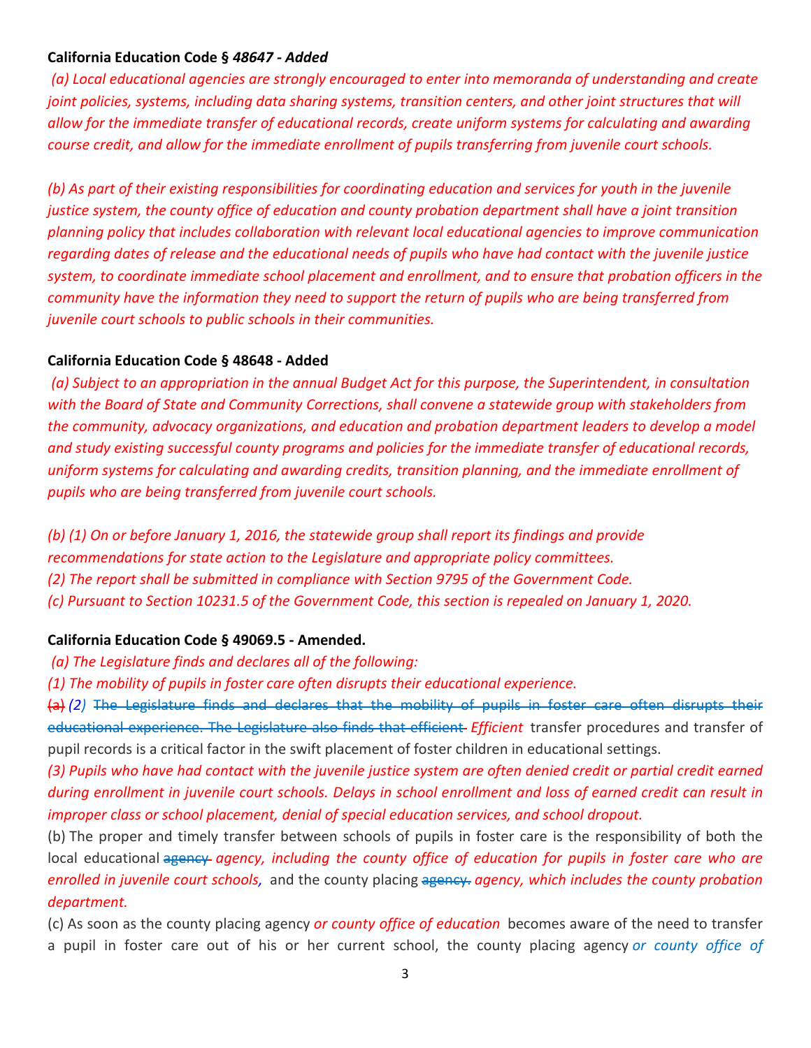**California Education Code § *48647 - Added***

*(a) Local educational agencies are strongly encouraged to enter into memoranda of understanding and create joint policies, systems, including data sharing systems, transition centers, and other joint structures that will allow for the immediate transfer of educational records, create uniform systems for calculating and awarding course credit, and allow for the immediate enrollment of pupils transferring from juvenile court schools.*

*(b) As part of their existing responsibilities for coordinating education and services for youth in the juvenile justice system, the county office of education and county probation department shall have a joint transition planning policy that includes collaboration with relevant local educational agencies to improve communication regarding dates of release and the educational needs of pupils who have had contact with the juvenile justice system, to coordinate immediate school placement and enrollment, and to ensure that probation officers in the community have the information they need to support the return of pupils who are being transferred from juvenile court schools to public schools in their communities.*

**California Education Code § 48648 - Added**

*(a) Subject to an appropriation in the annual Budget Act for this purpose, the Superintendent, in consultation with the Board of State and Community Corrections, shall convene a statewide group with stakeholders from the community, advocacy organizations, and education and probation department leaders to develop a model and study existing successful county programs and policies for the immediate transfer of educational records, uniform systems for calculating and awarding credits, transition planning, and the immediate enrollment of pupils who are being transferred from juvenile court schools.*

*(b) (1) On or before January 1, 2016, the statewide group shall report its findings and provide recommendations for state action to the Legislature and appropriate policy committees.*
*(2) The report shall be submitted in compliance with Section 9795 of the Government Code.*
*(c) Pursuant to Section 10231.5 of the Government Code, this section is repealed on January 1, 2020.*

**California Education Code § 49069.5 - Amended.**

*(a) The Legislature finds and declares all of the following:*
*(1) The mobility of pupils in foster care often disrupts their educational experience.*
~~(a)~~ *(2)* ~~The Legislature finds and declares that the mobility of pupils in foster care often disrupts their educational experience. The Legislature also finds that efficient~~ *Efficient* transfer procedures and transfer of pupil records is a critical factor in the swift placement of foster children in educational settings.
*(3) Pupils who have had contact with the juvenile justice system are often denied credit or partial credit earned during enrollment in juvenile court schools. Delays in school enrollment and loss of earned credit can result in improper class or school placement, denial of special education services, and school dropout.*
(b) The proper and timely transfer between schools of pupils in foster care is the responsibility of both the local educational ~~agency~~ *agency, including the county office of education for pupils in foster care who are enrolled in juvenile court schools,* and the county placing ~~agency.~~ *agency, which includes the county probation department.*
(c) As soon as the county placing agency *or county office of education* becomes aware of the need to transfer a pupil in foster care out of his or her current school, the county placing agency *or county office of*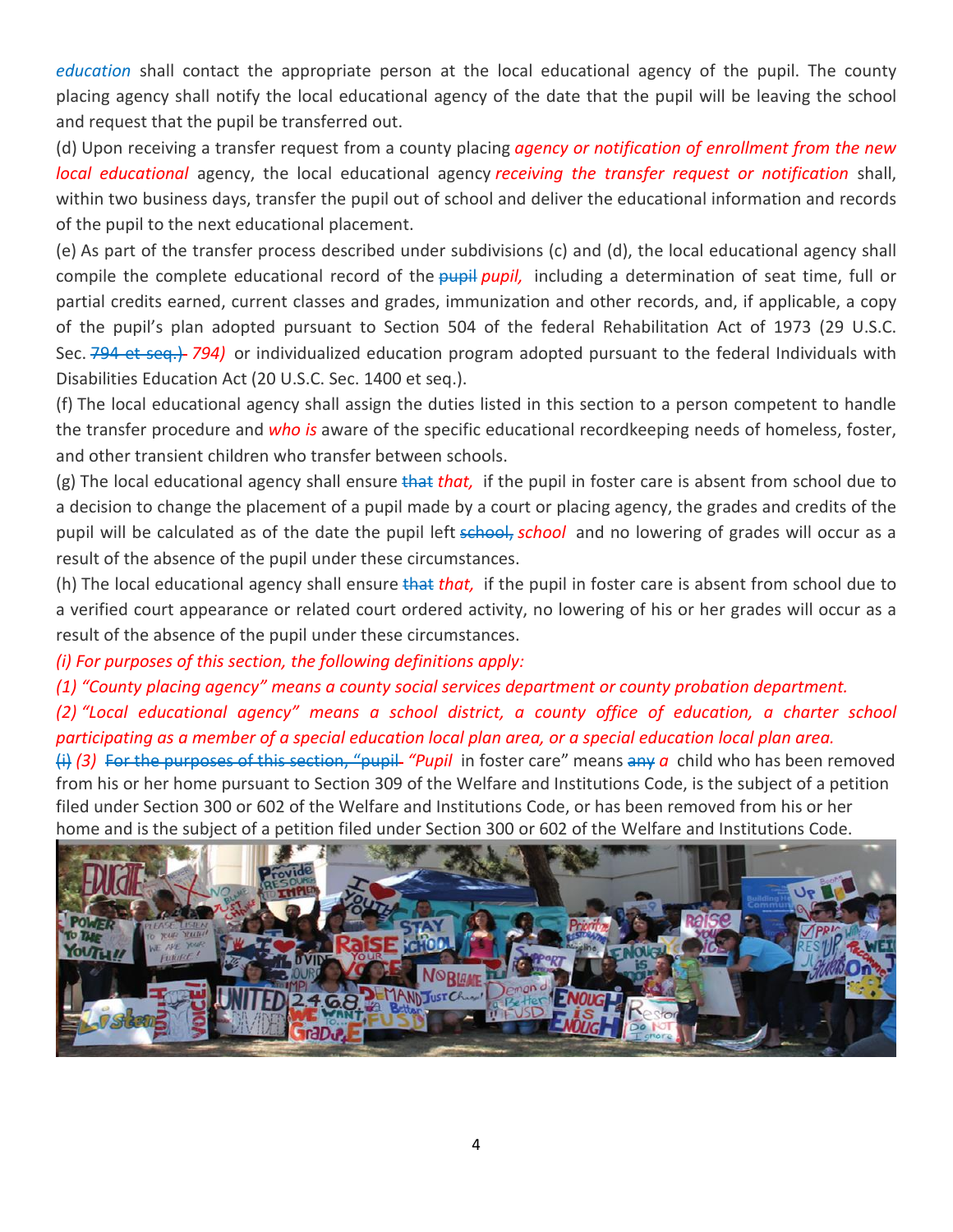*education* shall contact the appropriate person at the local educational agency of the pupil. The county placing agency shall notify the local educational agency of the date that the pupil will be leaving the school and request that the pupil be transferred out.

(d) Upon receiving a transfer request from a county placing *agency or notification of enrollment from the new local educational* agency, the local educational agency *receiving the transfer request or notification* shall, within two business days, transfer the pupil out of school and deliver the educational information and records of the pupil to the next educational placement.

(e) As part of the transfer process described under subdivisions (c) and (d), the local educational agency shall compile the complete educational record of the ~~pupil~~ *pupil,* including a determination of seat time, full or partial credits earned, current classes and grades, immunization and other records, and, if applicable, a copy of the pupil's plan adopted pursuant to Section 504 of the federal Rehabilitation Act of 1973 (29 U.S.C. Sec. ~~794 et seq.)~~ *794)* or individualized education program adopted pursuant to the federal Individuals with Disabilities Education Act (20 U.S.C. Sec. 1400 et seq.).

(f) The local educational agency shall assign the duties listed in this section to a person competent to handle the transfer procedure and *who is* aware of the specific educational recordkeeping needs of homeless, foster, and other transient children who transfer between schools.

(g) The local educational agency shall ensure ~~that~~ *that,* if the pupil in foster care is absent from school due to a decision to change the placement of a pupil made by a court or placing agency, the grades and credits of the pupil will be calculated as of the date the pupil left ~~school,~~ *school* and no lowering of grades will occur as a result of the absence of the pupil under these circumstances.

(h) The local educational agency shall ensure ~~that~~ *that,* if the pupil in foster care is absent from school due to a verified court appearance or related court ordered activity, no lowering of his or her grades will occur as a result of the absence of the pupil under these circumstances.

*(i) For purposes of this section, the following definitions apply:*

*(1) "County placing agency" means a county social services department or county probation department.*

*(2) "Local educational agency" means a school district, a county office of education, a charter school participating as a member of a special education local plan area, or a special education local plan area.*

~~(i)~~ *(3)* ~~For the purposes of this section, "pupil~~ *"Pupil* in foster care" means ~~any~~ *a* child who has been removed from his or her home pursuant to Section 309 of the Welfare and Institutions Code, is the subject of a petition filed under Section 300 or 602 of the Welfare and Institutions Code, or has been removed from his or her home and is the subject of a petition filed under Section 300 or 602 of the Welfare and Institutions Code.